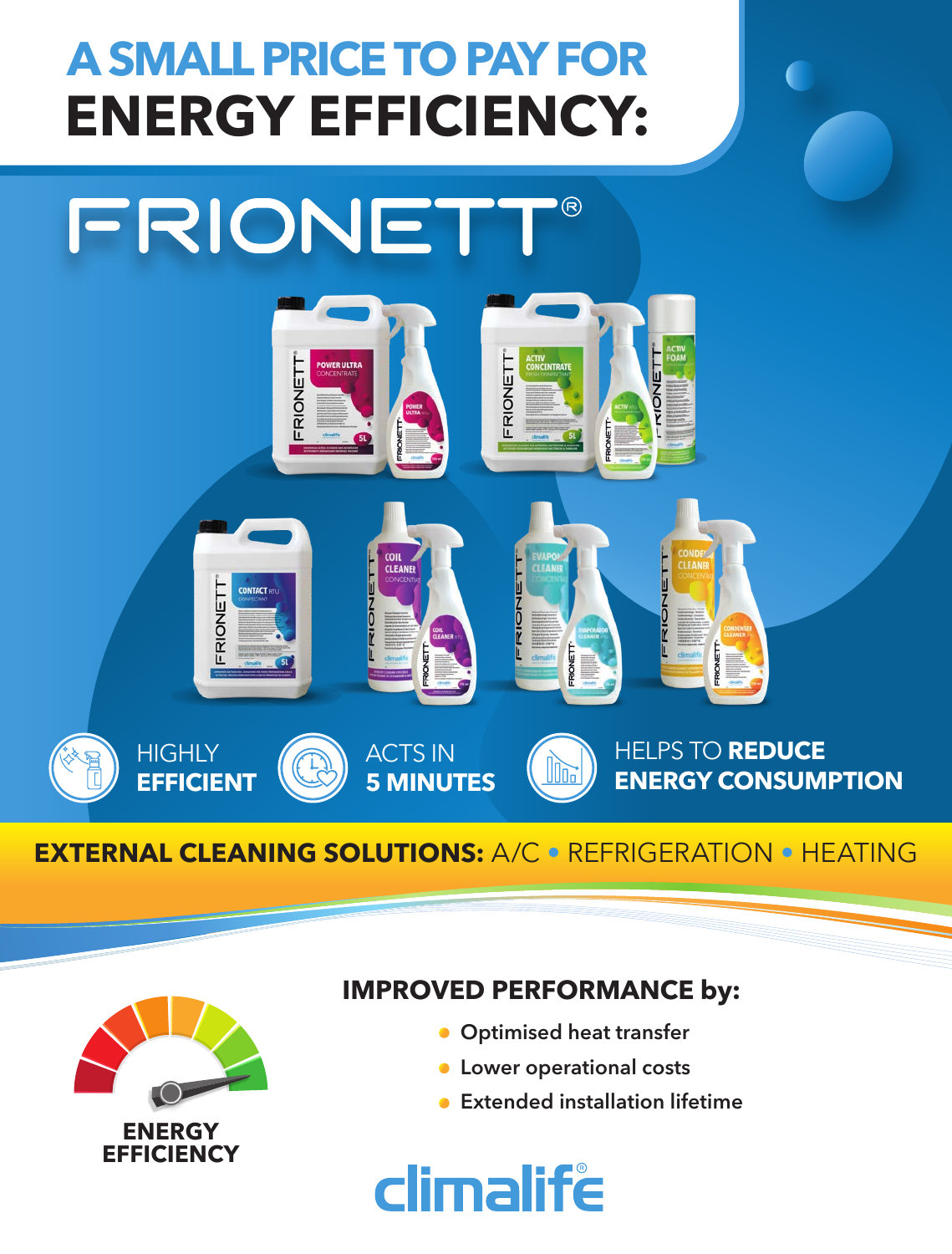# A SMALL PRICE TO PAY FOR ENERGY EFFICIENCY:

# FRIONETT®

**HIGHLY EFFICIENT**

**ACTS IN 5 MINUTES**

HELPS TO **REDUCE ENERGY CONSUMPTION**

**EXTERNAL CLEANING SOLUTIONS:** A/C • REFRIGERATION • HEATING

**ENERGY EFFICIENCY**

## IMPROVED PERFORMANCE by:

- Optimised heat transfer
- Lower operational costs
- Extended installation lifetime

climalife®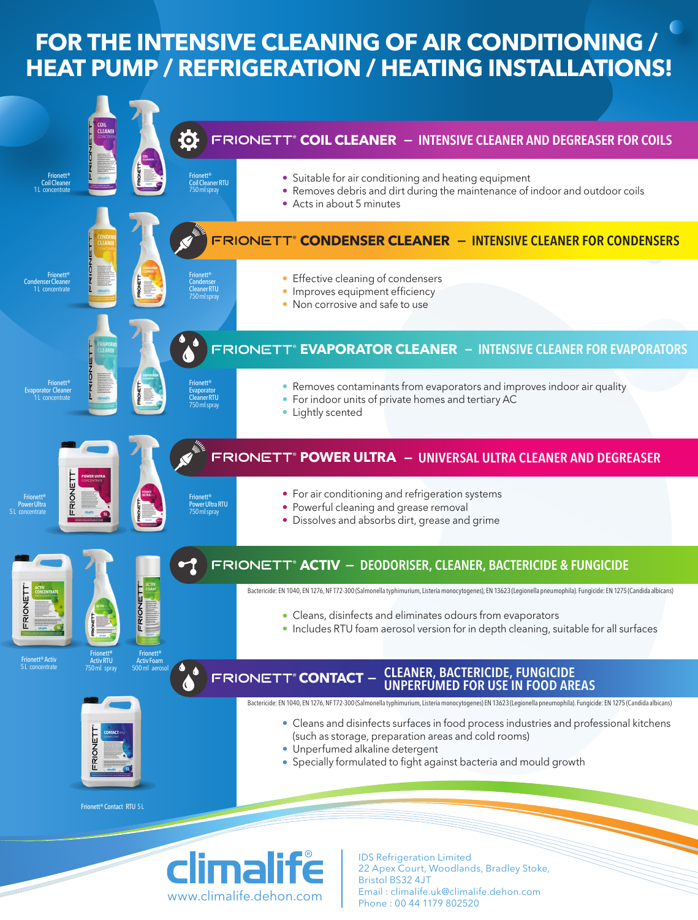# FOR THE INTENSIVE CLEANING OF AIR CONDITIONING / HEAT PUMP / REFRIGERATION / HEATING INSTALLATIONS!

Frionett® Coil Cleaner 1 L concentrate

Frionett® Coil Cleaner RTU 750 ml spray

## FRIONETT® COIL CLEANER – INTENSIVE CLEANER AND DEGREASER FOR COILS

- Suitable for air conditioning and heating equipment
- Removes debris and dirt during the maintenance of indoor and outdoor coils
- Acts in about 5 minutes

Frionett® Condenser Cleaner 1 L concentrate

Frionett® Condenser Cleaner RTU 750 ml spray

## FRIONETT® CONDENSER CLEANER – INTENSIVE CLEANER FOR CONDENSERS

- Effective cleaning of condensers
- Improves equipment efficiency
- Non corrosive and safe to use

Frionett® Evaporator Cleaner 1 L concentrate

Frionett® Evaporator Cleaner RTU 750 ml spray

## FRIONETT® EVAPORATOR CLEANER – INTENSIVE CLEANER FOR EVAPORATORS

- Removes contaminants from evaporators and improves indoor air quality
- For indoor units of private homes and tertiary AC
- Lightly scented

Frionett® Power Ultra 5 L concentrate

Frionett® Power Ultra RTU 750 ml spray

## FRIONETT® POWER ULTRA – UNIVERSAL ULTRA CLEANER AND DEGREASER

- For air conditioning and refrigeration systems
- Powerful cleaning and grease removal
- Dissolves and absorbs dirt, grease and grime

Frionett® Activ 5 L concentrate

Frionett® Activ RTU 750 ml spray

Frionett® Activ Foam 500 ml aerosol

## FRIONETT® ACTIV – DEODORISER, CLEANER, BACTERICIDE & FUNGICIDE

Bactericide: EN 1040, EN 1276, NF T72-300 (Salmonella typhimurium, Listeria monocytogenes), EN 13623 (Legionella pneumophila). Fungicide: EN 1275 (Candida albicans)

- Cleans, disinfects and eliminates odours from evaporators
- Includes RTU foam aerosol version for in depth cleaning, suitable for all surfaces

## FRIONETT® CONTACT – CLEANER, BACTERICIDE, FUNGICIDE UNPERFUMED FOR USE IN FOOD AREAS

Bactericide: EN 1040, EN 1276, NF T72-300 (Salmonella typhimurium, Listeria monocytogenes), EN 13623 (Legionella pneumophila). Fungicide: EN 1275 (Candida albicans)

- Cleans and disinfects surfaces in food process industries and professional kitchens (such as storage, preparation areas and cold rooms)
- Unperfumed alkaline detergent
- Specially formulated to fight against bacteria and mould growth

Frionett® Contact RTU 5 L

climalife®
www.climalife.dehon.com

IDS Refrigeration Limited
22 Apex Court, Woodlands, Bradley Stoke,
Bristol BS32 4JT
Email : climalife.uk@climalife.dehon.com
Phone : 00 44 1179 802520